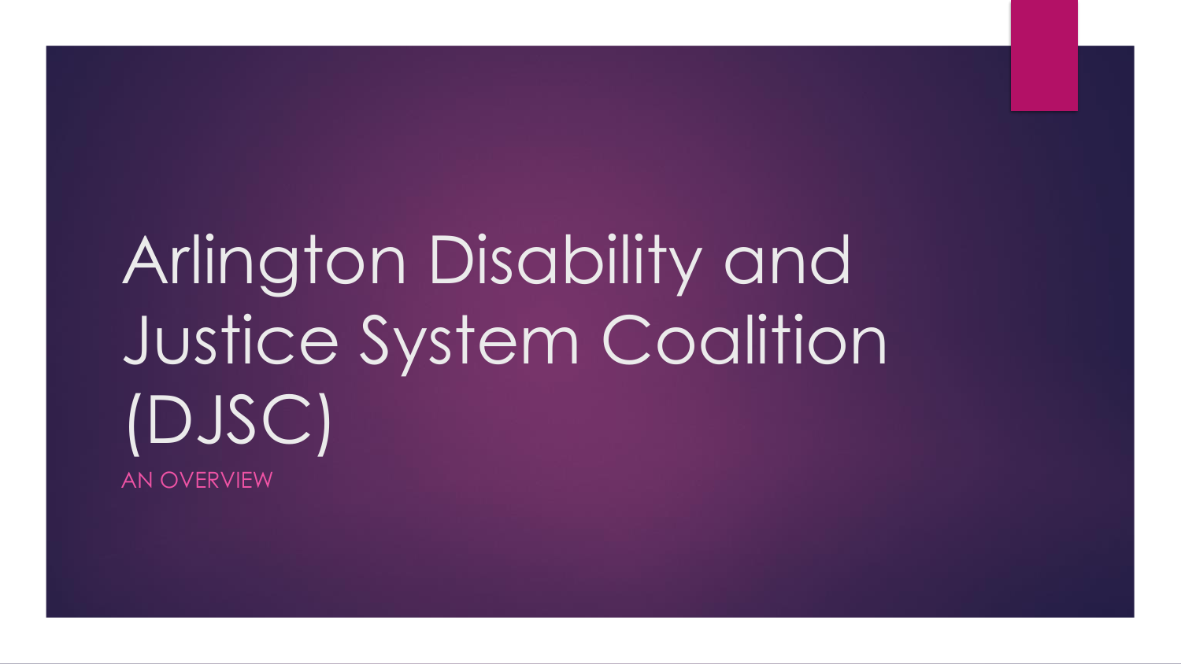# Arlington Disability and Justice System Coalition (DJSC)

AN OVERVIEW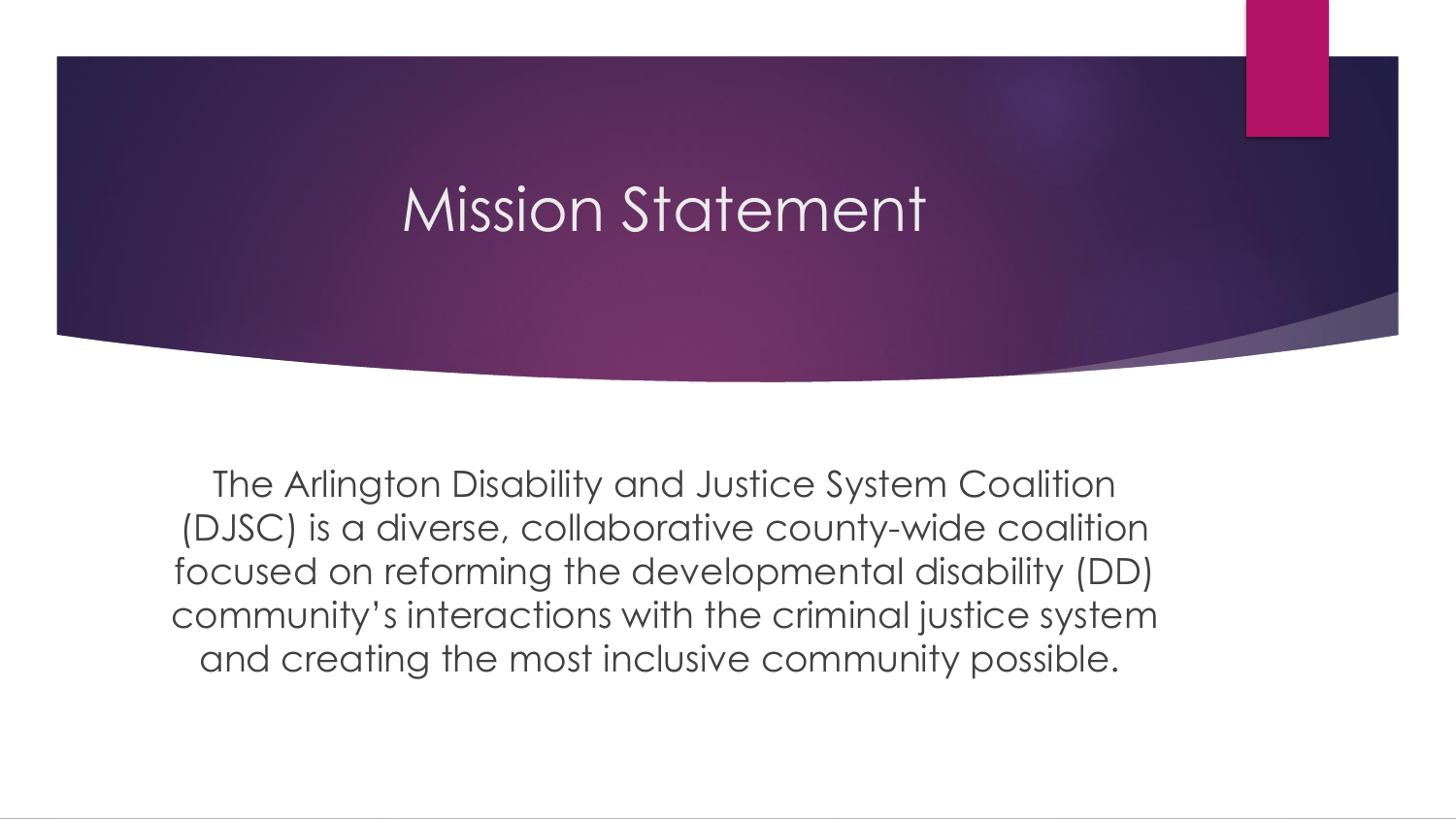# Mission Statement

The Arlington Disability and Justice System Coalition (DJSC) is a diverse, collaborative county-wide coalition focused on reforming the developmental disability (DD) community's interactions with the criminal justice system and creating the most inclusive community possible.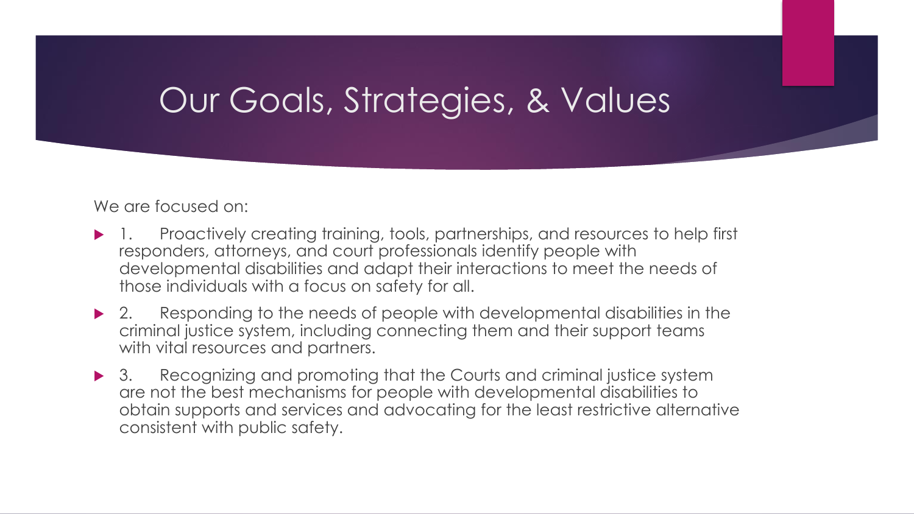# Our Goals, Strategies, & Values

We are focused on:

- 1. Proactively creating training, tools, partnerships, and resources to help first responders, attorneys, and court professionals identify people with developmental disabilities and adapt their interactions to meet the needs of those individuals with a focus on safety for all.
- 2. Responding to the needs of people with developmental disabilities in the criminal justice system, including connecting them and their support teams with vital resources and partners.
- 3. Recognizing and promoting that the Courts and criminal justice system are not the best mechanisms for people with developmental disabilities to obtain supports and services and advocating for the least restrictive alternative consistent with public safety.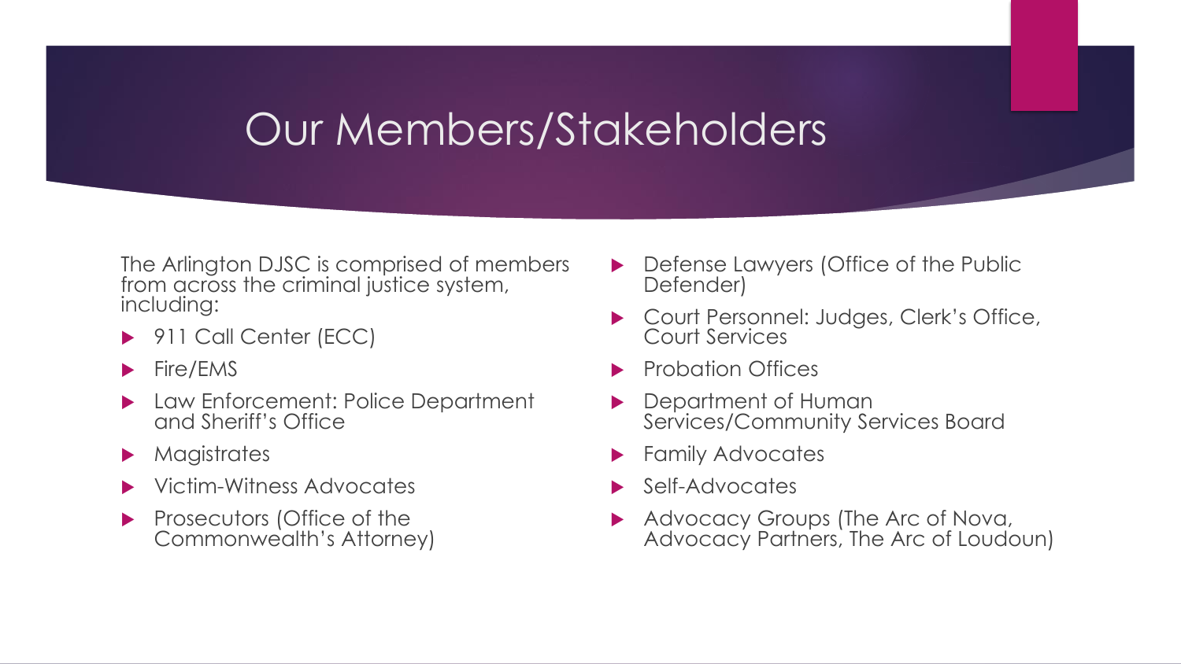# Our Members/Stakeholders

The Arlington DJSC is comprised of members from across the criminal justice system, including:

- 911 Call Center (ECC)
- Fire/EMS
- Law Enforcement: Police Department and Sheriff's Office
- Magistrates
- Victim-Witness Advocates
- Prosecutors (Office of the Commonwealth's Attorney)
- Defense Lawyers (Office of the Public Defender)
- Court Personnel: Judges, Clerk's Office, Court Services
- Probation Offices
- Department of Human Services/Community Services Board
- Family Advocates
- Self-Advocates
- Advocacy Groups (The Arc of Nova, Advocacy Partners, The Arc of Loudoun)